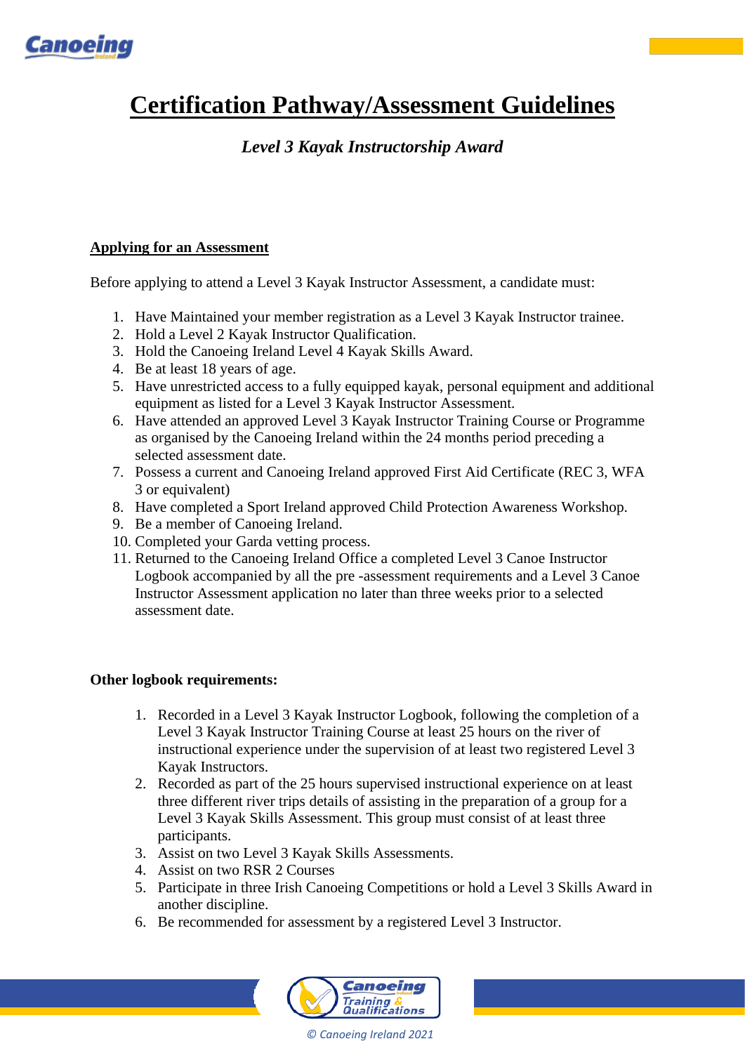# Certification Pathway/Assessment Guidelines

***Level 3 Kayak Instructorship Award***

## Applying for an Assessment

Before applying to attend a Level 3 Kayak Instructor Assessment, a candidate must:

1. Have Maintained your member registration as a Level 3 Kayak Instructor trainee.
2. Hold a Level 2 Kayak Instructor Qualification.
3. Hold the Canoeing Ireland Level 4 Kayak Skills Award.
4. Be at least 18 years of age.
5. Have unrestricted access to a fully equipped kayak, personal equipment and additional equipment as listed for a Level 3 Kayak Instructor Assessment.
6. Have attended an approved Level 3 Kayak Instructor Training Course or Programme as organised by the Canoeing Ireland within the 24 months period preceding a selected assessment date.
7. Possess a current and Canoeing Ireland approved First Aid Certificate (REC 3, WFA 3 or equivalent)
8. Have completed a Sport Ireland approved Child Protection Awareness Workshop.
9. Be a member of Canoeing Ireland.
10. Completed your Garda vetting process.
11. Returned to the Canoeing Ireland Office a completed Level 3 Canoe Instructor Logbook accompanied by all the pre -assessment requirements and a Level 3 Canoe Instructor Assessment application no later than three weeks prior to a selected assessment date.

**Other logbook requirements:**

1. Recorded in a Level 3 Kayak Instructor Logbook, following the completion of a Level 3 Kayak Instructor Training Course at least 25 hours on the river of instructional experience under the supervision of at least two registered Level 3 Kayak Instructors.
2. Recorded as part of the 25 hours supervised instructional experience on at least three different river trips details of assisting in the preparation of a group for a Level 3 Kayak Skills Assessment. This group must consist of at least three participants.
3. Assist on two Level 3 Kayak Skills Assessments.
4. Assist on two RSR 2 Courses
5. Participate in three Irish Canoeing Competitions or hold a Level 3 Skills Award in another discipline.
6. Be recommended for assessment by a registered Level 3 Instructor.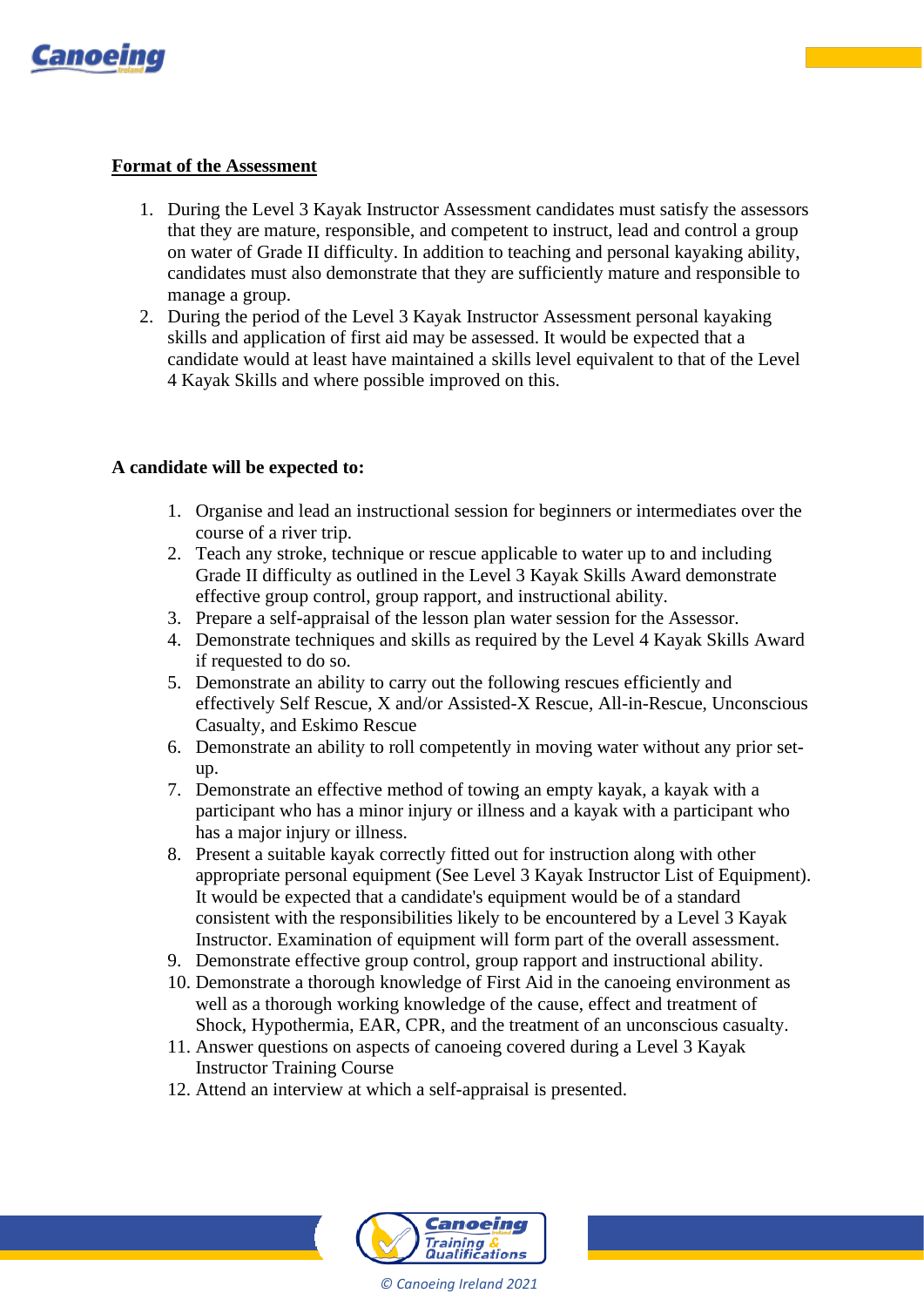## Format of the Assessment

1. During the Level 3 Kayak Instructor Assessment candidates must satisfy the assessors that they are mature, responsible, and competent to instruct, lead and control a group on water of Grade II difficulty. In addition to teaching and personal kayaking ability, candidates must also demonstrate that they are sufficiently mature and responsible to manage a group.
2. During the period of the Level 3 Kayak Instructor Assessment personal kayaking skills and application of first aid may be assessed. It would be expected that a candidate would at least have maintained a skills level equivalent to that of the Level 4 Kayak Skills and where possible improved on this.

**A candidate will be expected to:**

1. Organise and lead an instructional session for beginners or intermediates over the course of a river trip.
2. Teach any stroke, technique or rescue applicable to water up to and including Grade II difficulty as outlined in the Level 3 Kayak Skills Award demonstrate effective group control, group rapport, and instructional ability.
3. Prepare a self-appraisal of the lesson plan water session for the Assessor.
4. Demonstrate techniques and skills as required by the Level 4 Kayak Skills Award if requested to do so.
5. Demonstrate an ability to carry out the following rescues efficiently and effectively Self Rescue, X and/or Assisted-X Rescue, All-in-Rescue, Unconscious Casualty, and Eskimo Rescue
6. Demonstrate an ability to roll competently in moving water without any prior set-up.
7. Demonstrate an effective method of towing an empty kayak, a kayak with a participant who has a minor injury or illness and a kayak with a participant who has a major injury or illness.
8. Present a suitable kayak correctly fitted out for instruction along with other appropriate personal equipment (See Level 3 Kayak Instructor List of Equipment). It would be expected that a candidate's equipment would be of a standard consistent with the responsibilities likely to be encountered by a Level 3 Kayak Instructor. Examination of equipment will form part of the overall assessment.
9. Demonstrate effective group control, group rapport and instructional ability.
10. Demonstrate a thorough knowledge of First Aid in the canoeing environment as well as a thorough working knowledge of the cause, effect and treatment of Shock, Hypothermia, EAR, CPR, and the treatment of an unconscious casualty.
11. Answer questions on aspects of canoeing covered during a Level 3 Kayak Instructor Training Course
12. Attend an interview at which a self-appraisal is presented.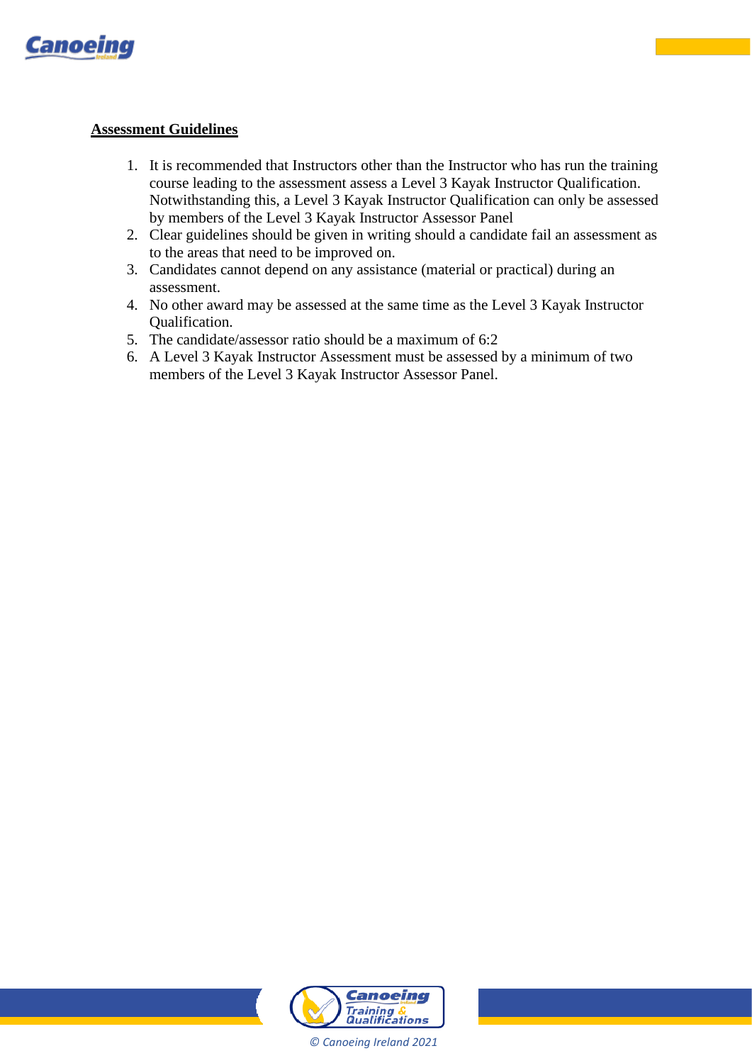**Assessment Guidelines**

1. It is recommended that Instructors other than the Instructor who has run the training course leading to the assessment assess a Level 3 Kayak Instructor Qualification. Notwithstanding this, a Level 3 Kayak Instructor Qualification can only be assessed by members of the Level 3 Kayak Instructor Assessor Panel
2. Clear guidelines should be given in writing should a candidate fail an assessment as to the areas that need to be improved on.
3. Candidates cannot depend on any assistance (material or practical) during an assessment.
4. No other award may be assessed at the same time as the Level 3 Kayak Instructor Qualification.
5. The candidate/assessor ratio should be a maximum of 6:2
6. A Level 3 Kayak Instructor Assessment must be assessed by a minimum of two members of the Level 3 Kayak Instructor Assessor Panel.